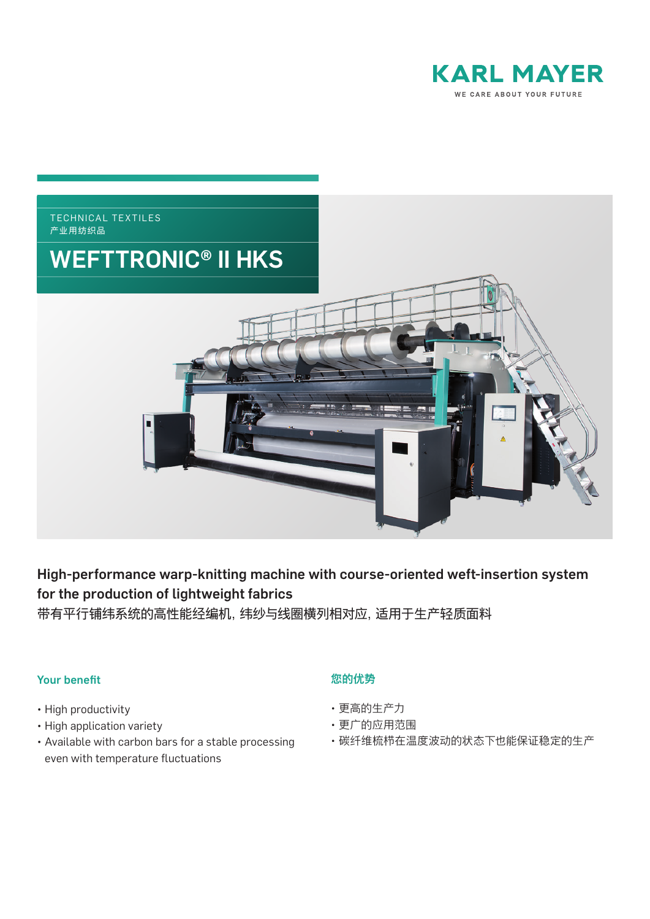KARL MAYER

WE CARE ABOUT YOUR FUTURE

TECHNICAL TEXTILES
产业用纺织品

# WEFTTRONIC® II HKS

## High-performance warp-knitting machine with course-oriented weft-insertion system for the production of lightweight fabrics

带有平行铺纬系统的高性能经编机, 纬纱与线圈横列相对应, 适用于生产轻质面料

### Your benefit

- High productivity
- High application variety
- Available with carbon bars for a stable processing even with temperature fluctuations

### 您的优势

- 更高的生产力
- 更广的应用范围
- 碳纤维梳栉在温度波动的状态下也能保证稳定的生产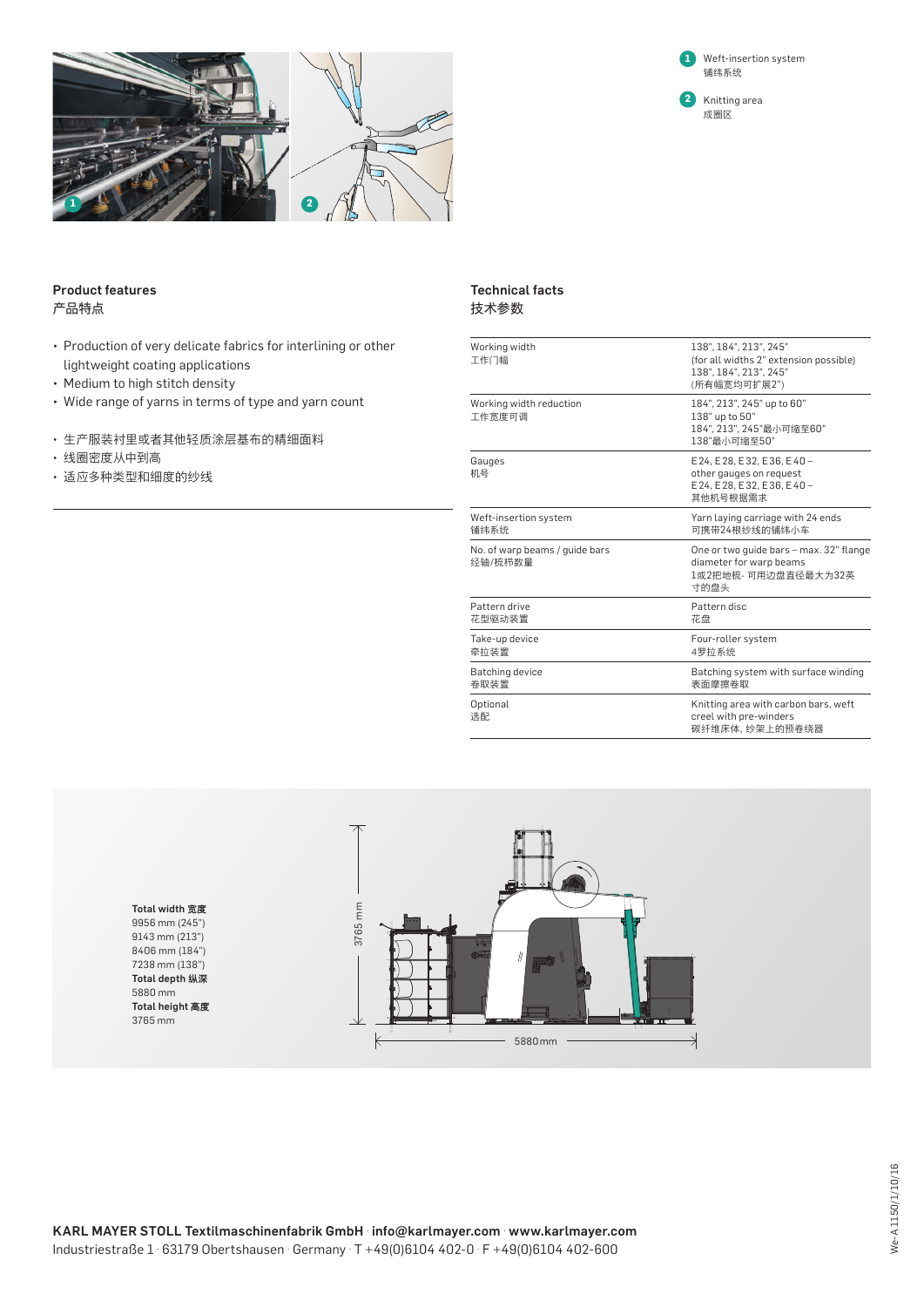1 Weft-insertion system
铺纬系统

2 Knitting area
成圈区

## Product features
## 产品特点

- Production of very delicate fabrics for interlining or other lightweight coating applications
- Medium to high stitch density
- Wide range of yarns in terms of type and yarn count

- 生产服装衬里或者其他轻质涂层基布的精细面料
- 线圈密度从中到高
- 适应多种类型和细度的纱线

## Technical facts
## 技术参数

| | |
|---|---|
| Working width<br>工作门幅 | 138", 184", 213", 245"<br>(for all widths 2" extension possible)<br>138", 184", 213", 245"<br>(所有幅宽均可扩展2") |
| Working width reduction<br>工作宽度可调 | 184", 213", 245" up to 60"<br>138" up to 50"<br>184", 213", 245"最小可缩至60"<br>138"最小可缩至50" |
| Gauges<br>机号 | E 24, E 28, E 32, E 36, E 40 –<br>other gauges on request<br>E 24, E 28, E 32, E 36, E 40 –<br>其他机号根据需求 |
| Weft-insertion system<br>铺纬系统 | Yarn laying carriage with 24 ends<br>可携带24根纱线的铺纬小车 |
| No. of warp beams / guide bars<br>经轴/梳栉数量 | One or two guide bars – max. 32" flange diameter for warp beams<br>1或2把地梳- 可用边盘直径最大为32英寸的盘头 |
| Pattern drive<br>花型驱动装置 | Pattern disc<br>花盘 |
| Take-up device<br>牵拉装置 | Four-roller system<br>4罗拉系统 |
| Batching device<br>卷取装置 | Batching system with surface winding<br>表面摩擦卷取 |
| Optional<br>选配 | Knitting area with carbon bars, weft creel with pre-winders<br>碳纤维床体, 纱架上的预卷绕器 |

**Total width 宽度**
9956 mm (245")
9143 mm (213")
8406 mm (184")
7238 mm (138")
**Total depth 纵深**
5880 mm
**Total height 高度**
3765 mm

3765 mm
5880 mm

**KARL MAYER STOLL Textilmaschinenfabrik GmbH · info@karlmayer.com · www.karlmayer.com**
Industriestraße 1 · 63179 Obertshausen · Germany · T +49(0)6104 402-0 · F +49(0)6104 402-600

We-A 1150/1/10/16